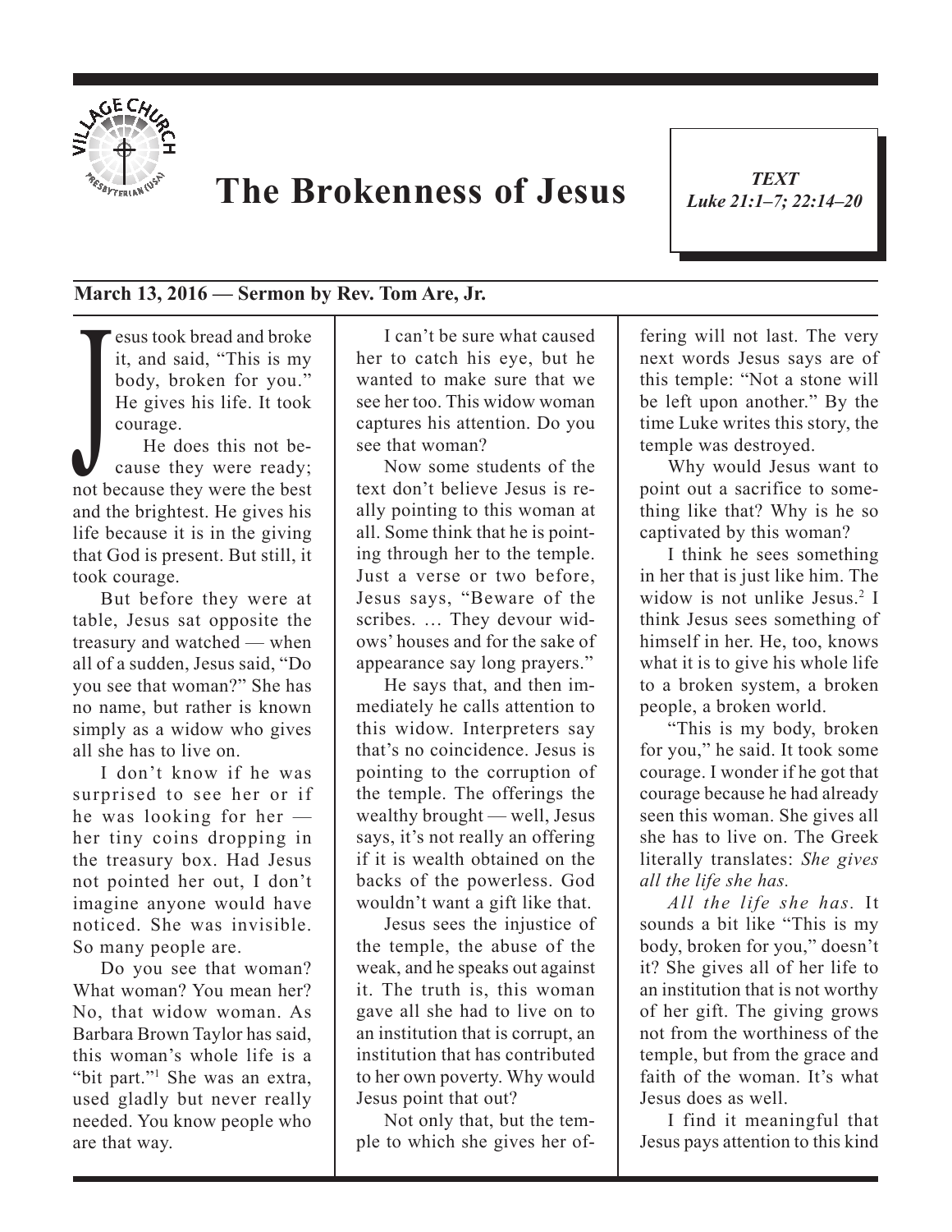# The Brokenness of Jesus

**TEXT**
*Luke 21:1–7; 22:14–20*

**March 13, 2016 — Sermon by Rev. Tom Are, Jr.**

Jesus took bread and broke it, and said, "This is my body, broken for you." He gives his life. It took courage.

He does this not because they were ready; not because they were the best and the brightest. He gives his life because it is in the giving that God is present. But still, it took courage.

But before they were at table, Jesus sat opposite the treasury and watched — when all of a sudden, Jesus said, "Do you see that woman?" She has no name, but rather is known simply as a widow who gives all she has to live on.

I don't know if he was surprised to see her or if he was looking for her — her tiny coins dropping in the treasury box. Had Jesus not pointed her out, I don't imagine anyone would have noticed. She was invisible. So many people are.

Do you see that woman? What woman? You mean her? No, that widow woman. As Barbara Brown Taylor has said, this woman's whole life is a "bit part."[1] She was an extra, used gladly but never really needed. You know people who are that way.

I can't be sure what caused her to catch his eye, but he wanted to make sure that we see her too. This widow woman captures his attention. Do you see that woman?

Now some students of the text don't believe Jesus is really pointing to this woman at all. Some think that he is pointing through her to the temple. Just a verse or two before, Jesus says, "Beware of the scribes. … They devour widows' houses and for the sake of appearance say long prayers."

He says that, and then immediately he calls attention to this widow. Interpreters say that's no coincidence. Jesus is pointing to the corruption of the temple. The offerings the wealthy brought — well, Jesus says, it's not really an offering if it is wealth obtained on the backs of the powerless. God wouldn't want a gift like that.

Jesus sees the injustice of the temple, the abuse of the weak, and he speaks out against it. The truth is, this woman gave all she had to live on to an institution that is corrupt, an institution that has contributed to her own poverty. Why would Jesus point that out?

Not only that, but the temple to which she gives her offering will not last. The very next words Jesus says are of this temple: "Not a stone will be left upon another." By the time Luke writes this story, the temple was destroyed.

Why would Jesus want to point out a sacrifice to something like that? Why is he so captivated by this woman?

I think he sees something in her that is just like him. The widow is not unlike Jesus.[2] I think Jesus sees something of himself in her. He, too, knows what it is to give his whole life to a broken system, a broken people, a broken world.

"This is my body, broken for you," he said. It took some courage. I wonder if he got that courage because he had already seen this woman. She gives all she has to live on. The Greek literally translates: *She gives all the life she has.*

*All the life she has.* It sounds a bit like "This is my body, broken for you," doesn't it? She gives all of her life to an institution that is not worthy of her gift. The giving grows not from the worthiness of the temple, but from the grace and faith of the woman. It's what Jesus does as well.

I find it meaningful that Jesus pays attention to this kind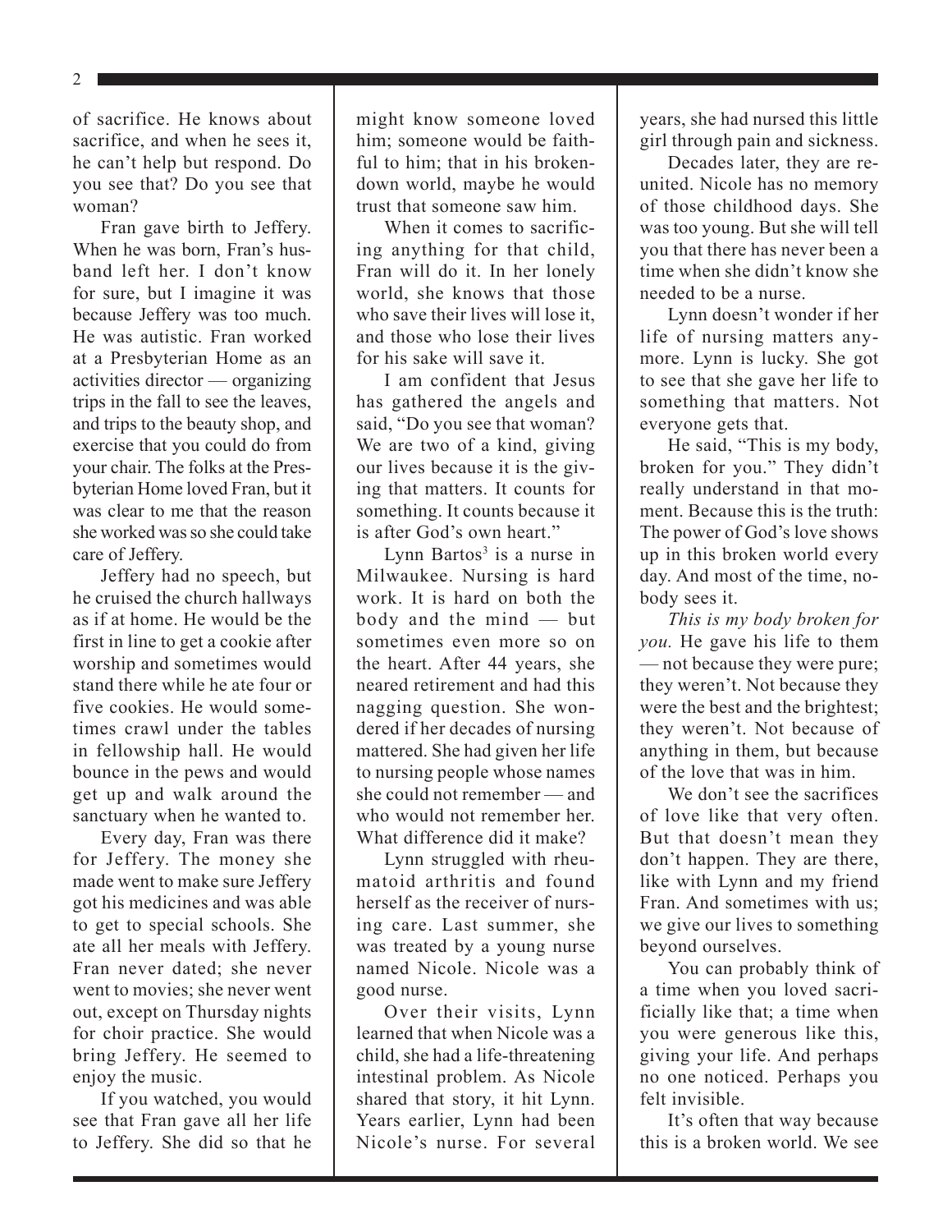of sacrifice. He knows about sacrifice, and when he sees it, he can't help but respond. Do you see that? Do you see that woman?

Fran gave birth to Jeffery. When he was born, Fran's husband left her. I don't know for sure, but I imagine it was because Jeffery was too much. He was autistic. Fran worked at a Presbyterian Home as an activities director — organizing trips in the fall to see the leaves, and trips to the beauty shop, and exercise that you could do from your chair. The folks at the Presbyterian Home loved Fran, but it was clear to me that the reason she worked was so she could take care of Jeffery.

Jeffery had no speech, but he cruised the church hallways as if at home. He would be the first in line to get a cookie after worship and sometimes would stand there while he ate four or five cookies. He would sometimes crawl under the tables in fellowship hall. He would bounce in the pews and would get up and walk around the sanctuary when he wanted to.

Every day, Fran was there for Jeffery. The money she made went to make sure Jeffery got his medicines and was able to get to special schools. She ate all her meals with Jeffery. Fran never dated; she never went to movies; she never went out, except on Thursday nights for choir practice. She would bring Jeffery. He seemed to enjoy the music.

If you watched, you would see that Fran gave all her life to Jeffery. She did so that he might know someone loved him; someone would be faithful to him; that in his broken-down world, maybe he would trust that someone saw him.

When it comes to sacrificing anything for that child, Fran will do it. In her lonely world, she knows that those who save their lives will lose it, and those who lose their lives for his sake will save it.

I am confident that Jesus has gathered the angels and said, "Do you see that woman? We are two of a kind, giving our lives because it is the giving that matters. It counts for something. It counts because it is after God's own heart."

Lynn Bartos[3] is a nurse in Milwaukee. Nursing is hard work. It is hard on both the body and the mind — but sometimes even more so on the heart. After 44 years, she neared retirement and had this nagging question. She wondered if her decades of nursing mattered. She had given her life to nursing people whose names she could not remember — and who would not remember her. What difference did it make?

Lynn struggled with rheumatoid arthritis and found herself as the receiver of nursing care. Last summer, she was treated by a young nurse named Nicole. Nicole was a good nurse.

Over their visits, Lynn learned that when Nicole was a child, she had a life-threatening intestinal problem. As Nicole shared that story, it hit Lynn. Years earlier, Lynn had been Nicole's nurse. For several years, she had nursed this little girl through pain and sickness.

Decades later, they are reunited. Nicole has no memory of those childhood days. She was too young. But she will tell you that there has never been a time when she didn't know she needed to be a nurse.

Lynn doesn't wonder if her life of nursing matters anymore. Lynn is lucky. She got to see that she gave her life to something that matters. Not everyone gets that.

He said, "This is my body, broken for you." They didn't really understand in that moment. Because this is the truth: The power of God's love shows up in this broken world every day. And most of the time, nobody sees it.

*This is my body broken for you.* He gave his life to them — not because they were pure; they weren't. Not because they were the best and the brightest; they weren't. Not because of anything in them, but because of the love that was in him.

We don't see the sacrifices of love like that very often. But that doesn't mean they don't happen. They are there, like with Lynn and my friend Fran. And sometimes with us; we give our lives to something beyond ourselves.

You can probably think of a time when you loved sacrificially like that; a time when you were generous like this, giving your life. And perhaps no one noticed. Perhaps you felt invisible.

It's often that way because this is a broken world. We see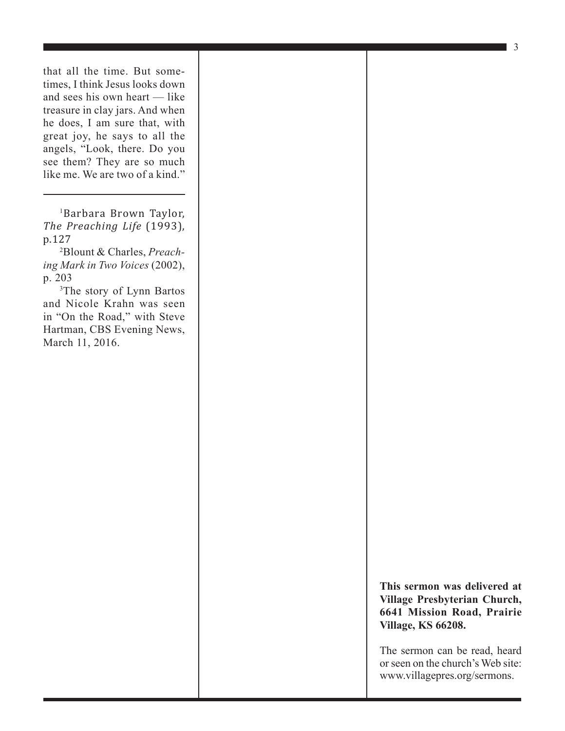that all the time. But sometimes, I think Jesus looks down and sees his own heart — like treasure in clay jars. And when he does, I am sure that, with great joy, he says to all the angels, "Look, there. Do you see them? They are so much like me. We are two of a kind."

---

[1]Barbara Brown Taylor, *The Preaching Life* (1993), p.127

[2]Blount & Charles, *Preaching Mark in Two Voices* (2002), p. 203

[3]The story of Lynn Bartos and Nicole Krahn was seen in "On the Road," with Steve Hartman, CBS Evening News, March 11, 2016.

**This sermon was delivered at Village Presbyterian Church, 6641 Mission Road, Prairie Village, KS 66208.**

The sermon can be read, heard or seen on the church's Web site: www.villagepres.org/sermons.